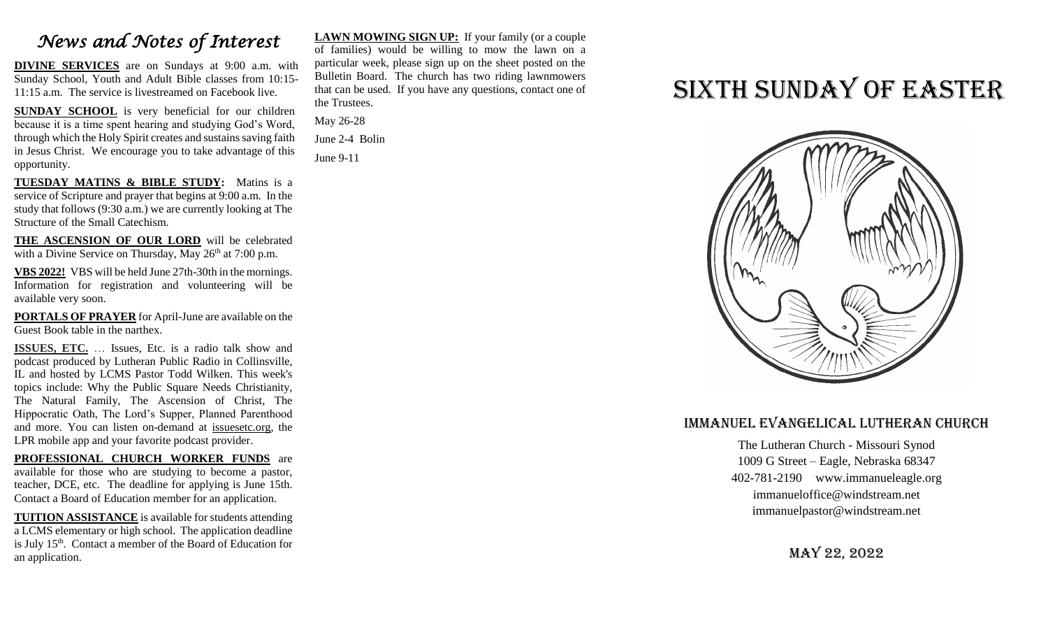# *News and Notes of Interest*

**DIVINE SERVICES** are on Sundays at 9:00 a.m. with Sunday School, Youth and Adult Bible classes from 10:15-11:15 a.m. The service is livestreamed on Facebook live.

**SUNDAY SCHOOL** is very beneficial for our children because it is a time spent hearing and studying God's Word, through which the Holy Spirit creates and sustains saving faith in Jesus Christ. We encourage you to take advantage of this opportunity.

**TUESDAY MATINS & BIBLE STUDY:** Matins is a service of Scripture and prayer that begins at 9:00 a.m. In the study that follows (9:30 a.m.) we are currently looking at The Structure of the Small Catechism.

**THE ASCENSION OF OUR LORD** will be celebrated with a Divine Service on Thursday, May 26th at 7:00 p.m.

**VBS 2022!** VBS will be held June 27th-30th in the mornings. Information for registration and volunteering will be available very soon.

**PORTALS OF PRAYER** for April-June are available on the Guest Book table in the narthex.

**ISSUES, ETC.** … Issues, Etc. is a radio talk show and podcast produced by Lutheran Public Radio in Collinsville, IL and hosted by LCMS Pastor Todd Wilken. This week's topics include: Why the Public Square Needs Christianity, The Natural Family, The Ascension of Christ, The Hippocratic Oath, The Lord's Supper, Planned Parenthood and more. You can listen on-demand at issuesetc.org, the LPR mobile app and your favorite podcast provider.

**PROFESSIONAL CHURCH WORKER FUNDS** are available for those who are studying to become a pastor, teacher, DCE, etc. The deadline for applying is June 15th. Contact a Board of Education member for an application.

**TUITION ASSISTANCE** is available for students attending a LCMS elementary or high school. The application deadline is July 15th. Contact a member of the Board of Education for an application.

**LAWN MOWING SIGN UP:** If your family (or a couple of families) would be willing to mow the lawn on a particular week, please sign up on the sheet posted on the Bulletin Board. The church has two riding lawnmowers that can be used. If you have any questions, contact one of the Trustees.

May 26-28

June 2-4 Bolin

June 9-11

# SIXTH SUNDAY OF EASTER

## IMMANUEL EVANGELICAL LUTHERAN CHURCH

The Lutheran Church - Missouri Synod
1009 G Street – Eagle, Nebraska 68347
402-781-2190 www.immanueleagle.org
immanueloffice@windstream.net
immanuelpastor@windstream.net

MAY 22, 2022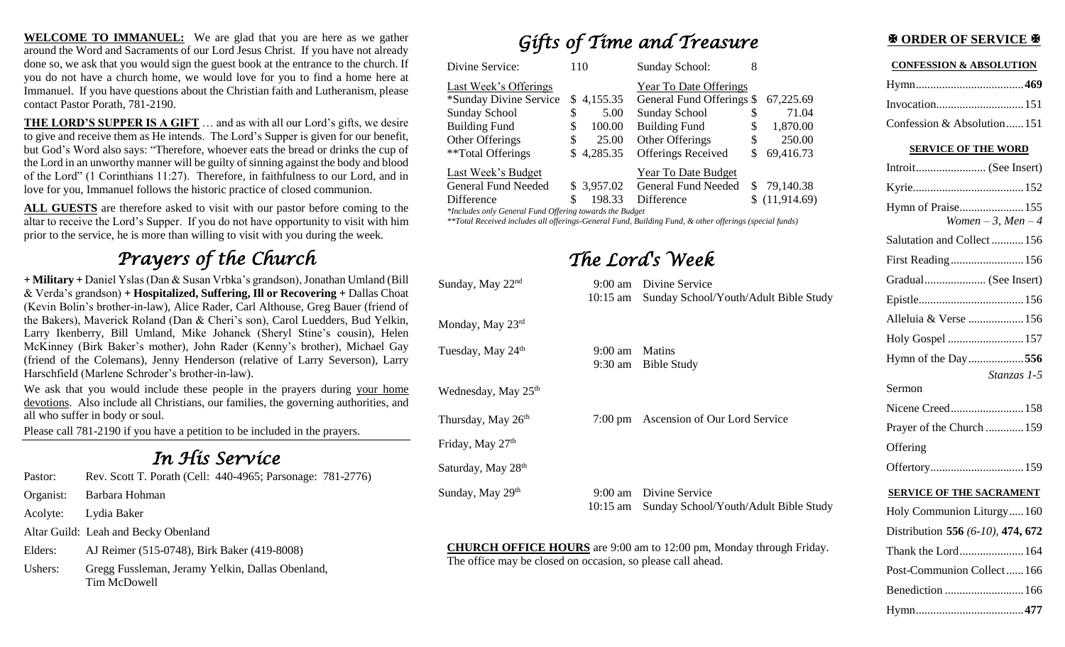**WELCOME TO IMMANUEL:** We are glad that you are here as we gather around the Word and Sacraments of our Lord Jesus Christ. If you have not already done so, we ask that you would sign the guest book at the entrance to the church. If you do not have a church home, we would love for you to find a home here at Immanuel. If you have questions about the Christian faith and Lutheranism, please contact Pastor Porath, 781-2190.

**THE LORD'S SUPPER IS A GIFT** … and as with all our Lord's gifts, we desire to give and receive them as He intends. The Lord's Supper is given for our benefit, but God's Word also says: "Therefore, whoever eats the bread or drinks the cup of the Lord in an unworthy manner will be guilty of sinning against the body and blood of the Lord" (1 Corinthians 11:27). Therefore, in faithfulness to our Lord, and in love for you, Immanuel follows the historic practice of closed communion.

**ALL GUESTS** are therefore asked to visit with our pastor before coming to the altar to receive the Lord's Supper. If you do not have opportunity to visit with him prior to the service, he is more than willing to visit with you during the week.

# *Prayers of the Church*

**+ Military +** Daniel Yslas (Dan & Susan Vrbka's grandson), Jonathan Umland (Bill & Verda's grandson) **+ Hospitalized, Suffering, Ill or Recovering +** Dallas Choat (Kevin Bolin's brother-in-law), Alice Rader, Carl Althouse, Greg Bauer (friend of the Bakers), Maverick Roland (Dan & Cheri's son), Carol Luedders, Bud Yelkin, Larry Ikenberry, Bill Umland, Mike Johanek (Sheryl Stine's cousin), Helen McKinney (Birk Baker's mother), John Rader (Kenny's brother), Michael Gay (friend of the Colemans), Jenny Henderson (relative of Larry Severson), Larry Harschfield (Marlene Schroder's brother-in-law).

We ask that you would include these people in the prayers during your home devotions. Also include all Christians, our families, the governing authorities, and all who suffer in body or soul.

Please call 781-2190 if you have a petition to be included in the prayers.

# *In His Service*

| | |
|---|---|
| Pastor: | Rev. Scott T. Porath (Cell: 440-4965; Parsonage: 781-2776) |
| Organist: | Barbara Hohman |
| Acolyte: | Lydia Baker |
| Altar Guild: | Leah and Becky Obenland |
| Elders: | AJ Reimer (515-0748), Birk Baker (419-8008) |
| Ushers: | Gregg Fussleman, Jeramy Yelkin, Dallas Obenland, Tim McDowell |

# *Gifts of Time and Treasure*

| | | | |
|---|---|---|---|
| Divine Service: | 110 | Sunday School: | 8 |
| Last Week's Offerings | | Year To Date Offerings | |
| *Sunday Divine Service | $ 4,155.35 | General Fund Offerings | $ 67,225.69 |
| Sunday School | $ 5.00 | Sunday School | $ 71.04 |
| Building Fund | $ 100.00 | Building Fund | $ 1,870.00 |
| Other Offerings | $ 25.00 | Other Offerings | $ 250.00 |
| **Total Offerings | $ 4,285.35 | Offerings Received | $ 69,416.73 |
| Last Week's Budget | | Year To Date Budget | |
| General Fund Needed | $ 3,957.02 | General Fund Needed | $ 79,140.38 |
| Difference | $ 198.33 | Difference | $ (11,914.69) |

*Includes only General Fund Offering towards the Budget
**Total Received includes all offerings-General Fund, Building Fund, & other offerings (special funds)

# *The Lord's Week*

| | | |
|---|---|---|
| Sunday, May 22nd | 9:00 am | Divine Service |
| | 10:15 am | Sunday School/Youth/Adult Bible Study |
| Monday, May 23rd | | |
| Tuesday, May 24th | 9:00 am | Matins |
| | 9:30 am | Bible Study |
| Wednesday, May 25th | | |
| Thursday, May 26th | 7:00 pm | Ascension of Our Lord Service |
| Friday, May 27th | | |
| Saturday, May 28th | | |
| Sunday, May 29th | 9:00 am | Divine Service |
| | 10:15 am | Sunday School/Youth/Adult Bible Study |

**CHURCH OFFICE HOURS** are 9:00 am to 12:00 pm, Monday through Friday. The office may be closed on occasion, so please call ahead.

## ✠ ORDER OF SERVICE ✠

### CONFESSION & ABSOLUTION

Hymn .......... **469**
Invocation .......... 151
Confession & Absolution .......... 151

### SERVICE OF THE WORD

Introit .......... (See Insert)
Kyrie .......... 152
Hymn of Praise .......... 155
*Women – 3, Men – 4*
Salutation and Collect .......... 156
First Reading .......... 156
Gradual .......... (See Insert)
Epistle .......... 156
Alleluia & Verse .......... 156
Holy Gospel .......... 157
Hymn of the Day .......... **556**
*Stanzas 1-5*
Sermon
Nicene Creed .......... 158
Prayer of the Church .......... 159
Offering
Offertory .......... 159

### SERVICE OF THE SACRAMENT

Holy Communion Liturgy .......... 160
Distribution **556** *(6-10)*, **474, 672**
Thank the Lord .......... 164
Post-Communion Collect .......... 166
Benediction .......... 166
Hymn .......... **477**